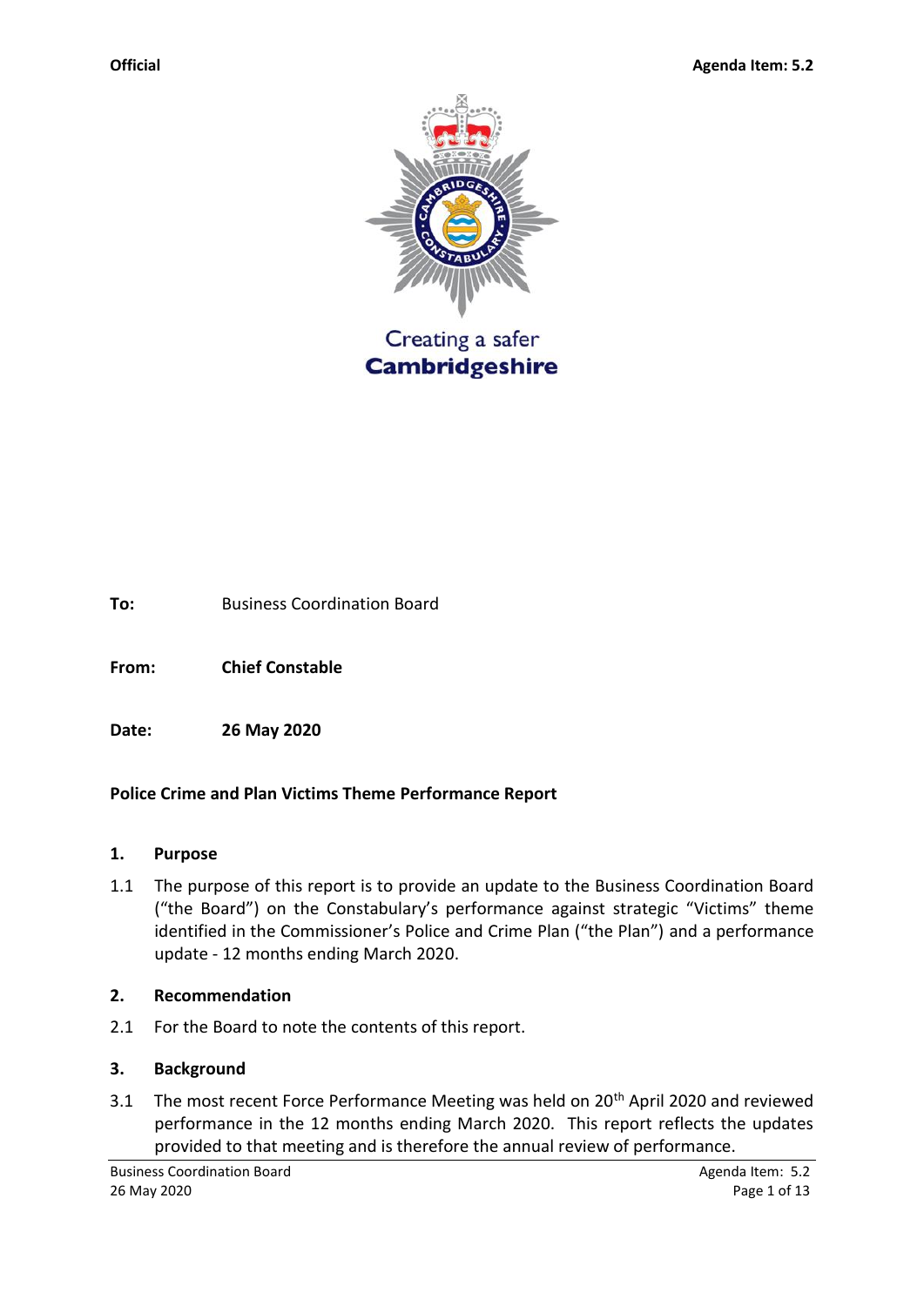Official

Agenda Item: 5.2

Creating a safer
**Cambridgeshire**

**To:** Business Coordination Board

**From:** **Chief Constable**

**Date:** **26 May 2020**

**Police Crime and Plan Victims Theme Performance Report**

## 1. Purpose

1.1 The purpose of this report is to provide an update to the Business Coordination Board ("the Board") on the Constabulary's performance against strategic "Victims" theme identified in the Commissioner's Police and Crime Plan ("the Plan") and a performance update - 12 months ending March 2020.

## 2. Recommendation

2.1 For the Board to note the contents of this report.

## 3. Background

3.1 The most recent Force Performance Meeting was held on 20th April 2020 and reviewed performance in the 12 months ending March 2020. This report reflects the updates provided to that meeting and is therefore the annual review of performance.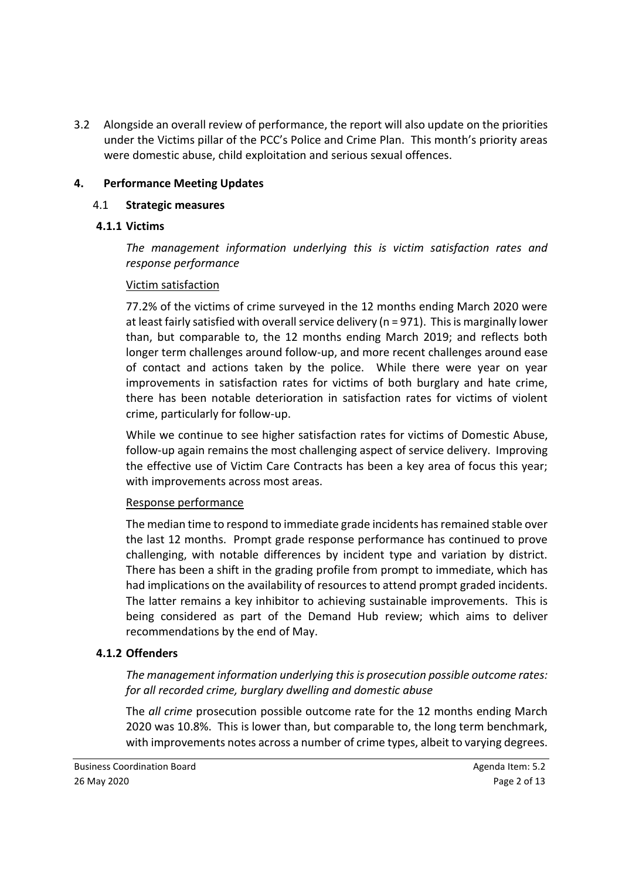3.2 Alongside an overall review of performance, the report will also update on the priorities under the Victims pillar of the PCC's Police and Crime Plan. This month's priority areas were domestic abuse, child exploitation and serious sexual offences.

## 4. Performance Meeting Updates

### 4.1 Strategic measures

#### 4.1.1 Victims

*The management information underlying this is victim satisfaction rates and response performance*

Victim satisfaction

77.2% of the victims of crime surveyed in the 12 months ending March 2020 were at least fairly satisfied with overall service delivery (n = 971). This is marginally lower than, but comparable to, the 12 months ending March 2019; and reflects both longer term challenges around follow-up, and more recent challenges around ease of contact and actions taken by the police. While there were year on year improvements in satisfaction rates for victims of both burglary and hate crime, there has been notable deterioration in satisfaction rates for victims of violent crime, particularly for follow-up.

While we continue to see higher satisfaction rates for victims of Domestic Abuse, follow-up again remains the most challenging aspect of service delivery. Improving the effective use of Victim Care Contracts has been a key area of focus this year; with improvements across most areas.

Response performance

The median time to respond to immediate grade incidents has remained stable over the last 12 months. Prompt grade response performance has continued to prove challenging, with notable differences by incident type and variation by district. There has been a shift in the grading profile from prompt to immediate, which has had implications on the availability of resources to attend prompt graded incidents. The latter remains a key inhibitor to achieving sustainable improvements. This is being considered as part of the Demand Hub review; which aims to deliver recommendations by the end of May.

#### 4.1.2 Offenders

*The management information underlying this is prosecution possible outcome rates: for all recorded crime, burglary dwelling and domestic abuse*

The *all crime* prosecution possible outcome rate for the 12 months ending March 2020 was 10.8%. This is lower than, but comparable to, the long term benchmark, with improvements notes across a number of crime types, albeit to varying degrees.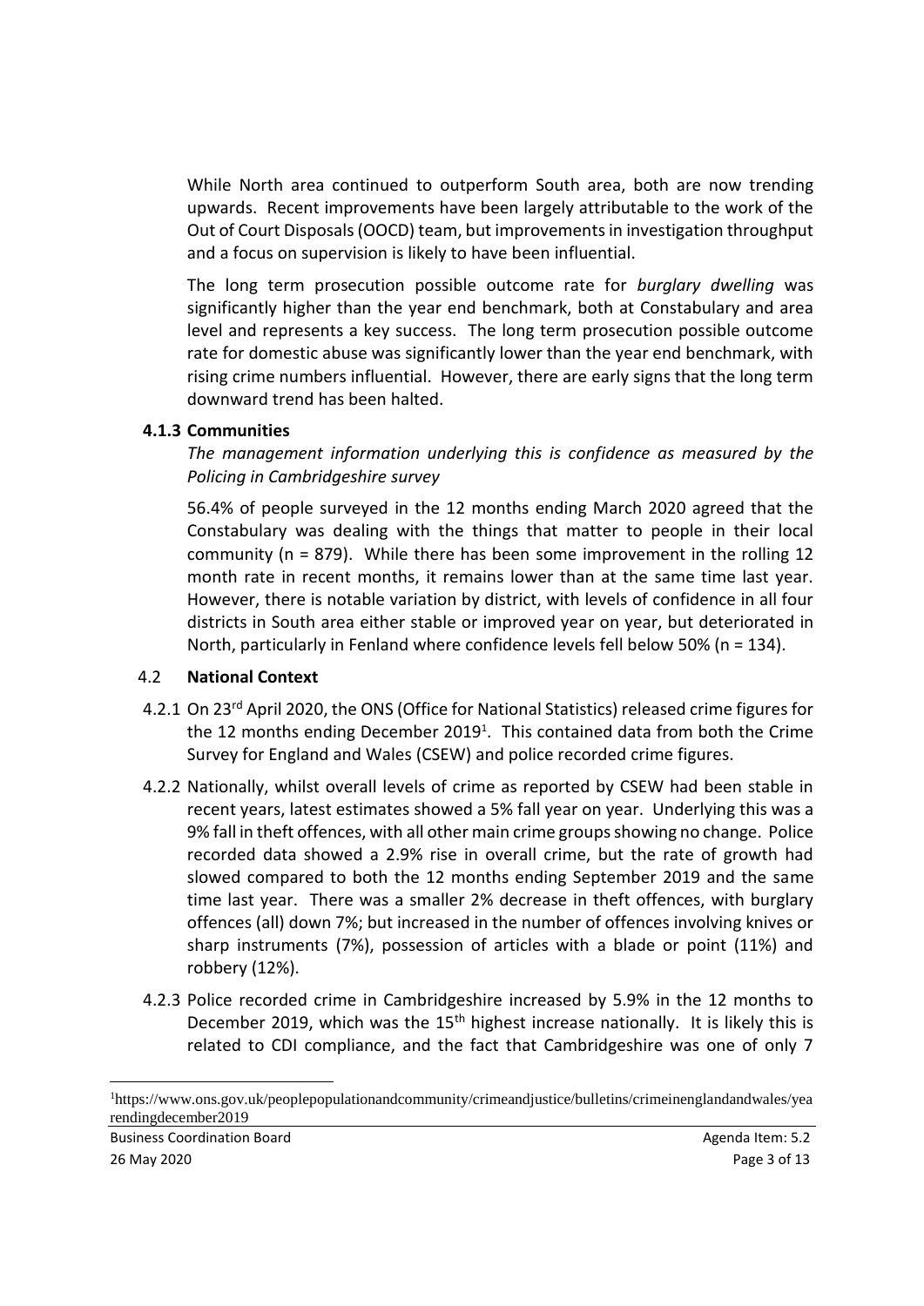While North area continued to outperform South area, both are now trending upwards. Recent improvements have been largely attributable to the work of the Out of Court Disposals (OOCD) team, but improvements in investigation throughput and a focus on supervision is likely to have been influential.

The long term prosecution possible outcome rate for *burglary dwelling* was significantly higher than the year end benchmark, both at Constabulary and area level and represents a key success. The long term prosecution possible outcome rate for domestic abuse was significantly lower than the year end benchmark, with rising crime numbers influential. However, there are early signs that the long term downward trend has been halted.

#### 4.1.3 Communities

*The management information underlying this is confidence as measured by the Policing in Cambridgeshire survey*

56.4% of people surveyed in the 12 months ending March 2020 agreed that the Constabulary was dealing with the things that matter to people in their local community (n = 879). While there has been some improvement in the rolling 12 month rate in recent months, it remains lower than at the same time last year. However, there is notable variation by district, with levels of confidence in all four districts in South area either stable or improved year on year, but deteriorated in North, particularly in Fenland where confidence levels fell below 50% (n = 134).

### 4.2 National Context

4.2.1 On 23rd April 2020, the ONS (Office for National Statistics) released crime figures for the 12 months ending December 2019[1]. This contained data from both the Crime Survey for England and Wales (CSEW) and police recorded crime figures.

4.2.2 Nationally, whilst overall levels of crime as reported by CSEW had been stable in recent years, latest estimates showed a 5% fall year on year. Underlying this was a 9% fall in theft offences, with all other main crime groups showing no change. Police recorded data showed a 2.9% rise in overall crime, but the rate of growth had slowed compared to both the 12 months ending September 2019 and the same time last year. There was a smaller 2% decrease in theft offences, with burglary offences (all) down 7%; but increased in the number of offences involving knives or sharp instruments (7%), possession of articles with a blade or point (11%) and robbery (12%).

4.2.3 Police recorded crime in Cambridgeshire increased by 5.9% in the 12 months to December 2019, which was the 15th highest increase nationally. It is likely this is related to CDI compliance, and the fact that Cambridgeshire was one of only 7

---

[1] https://www.ons.gov.uk/peoplepopulationandcommunity/crimeandjustice/bulletins/crimeinenglandandwales/yearendingdecember2019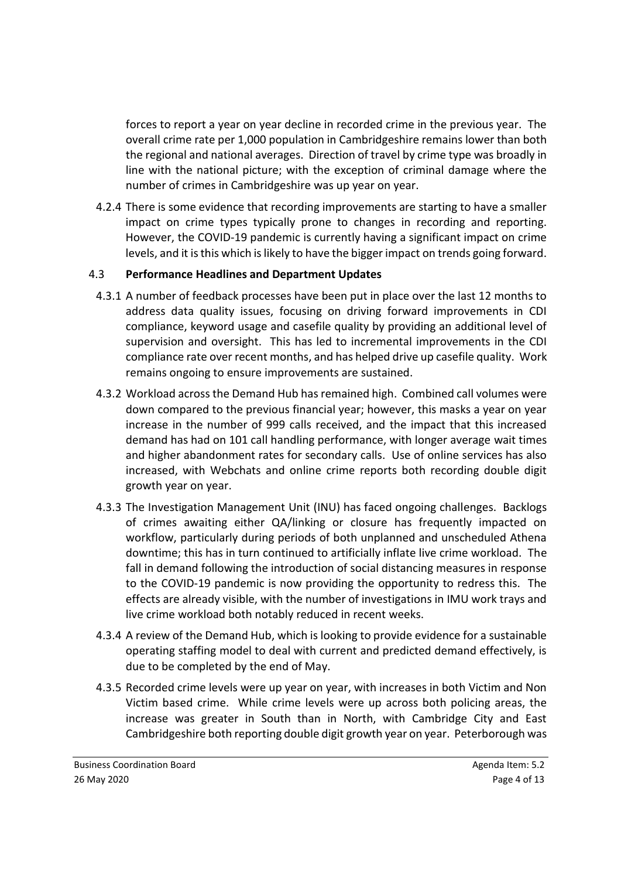forces to report a year on year decline in recorded crime in the previous year. The overall crime rate per 1,000 population in Cambridgeshire remains lower than both the regional and national averages. Direction of travel by crime type was broadly in line with the national picture; with the exception of criminal damage where the number of crimes in Cambridgeshire was up year on year.

4.2.4 There is some evidence that recording improvements are starting to have a smaller impact on crime types typically prone to changes in recording and reporting. However, the COVID-19 pandemic is currently having a significant impact on crime levels, and it is this which is likely to have the bigger impact on trends going forward.

### 4.3 **Performance Headlines and Department Updates**

4.3.1 A number of feedback processes have been put in place over the last 12 months to address data quality issues, focusing on driving forward improvements in CDI compliance, keyword usage and casefile quality by providing an additional level of supervision and oversight. This has led to incremental improvements in the CDI compliance rate over recent months, and has helped drive up casefile quality. Work remains ongoing to ensure improvements are sustained.

4.3.2 Workload across the Demand Hub has remained high. Combined call volumes were down compared to the previous financial year; however, this masks a year on year increase in the number of 999 calls received, and the impact that this increased demand has had on 101 call handling performance, with longer average wait times and higher abandonment rates for secondary calls. Use of online services has also increased, with Webchats and online crime reports both recording double digit growth year on year.

4.3.3 The Investigation Management Unit (INU) has faced ongoing challenges. Backlogs of crimes awaiting either QA/linking or closure has frequently impacted on workflow, particularly during periods of both unplanned and unscheduled Athena downtime; this has in turn continued to artificially inflate live crime workload. The fall in demand following the introduction of social distancing measures in response to the COVID-19 pandemic is now providing the opportunity to redress this. The effects are already visible, with the number of investigations in IMU work trays and live crime workload both notably reduced in recent weeks.

4.3.4 A review of the Demand Hub, which is looking to provide evidence for a sustainable operating staffing model to deal with current and predicted demand effectively, is due to be completed by the end of May.

4.3.5 Recorded crime levels were up year on year, with increases in both Victim and Non Victim based crime. While crime levels were up across both policing areas, the increase was greater in South than in North, with Cambridge City and East Cambridgeshire both reporting double digit growth year on year. Peterborough was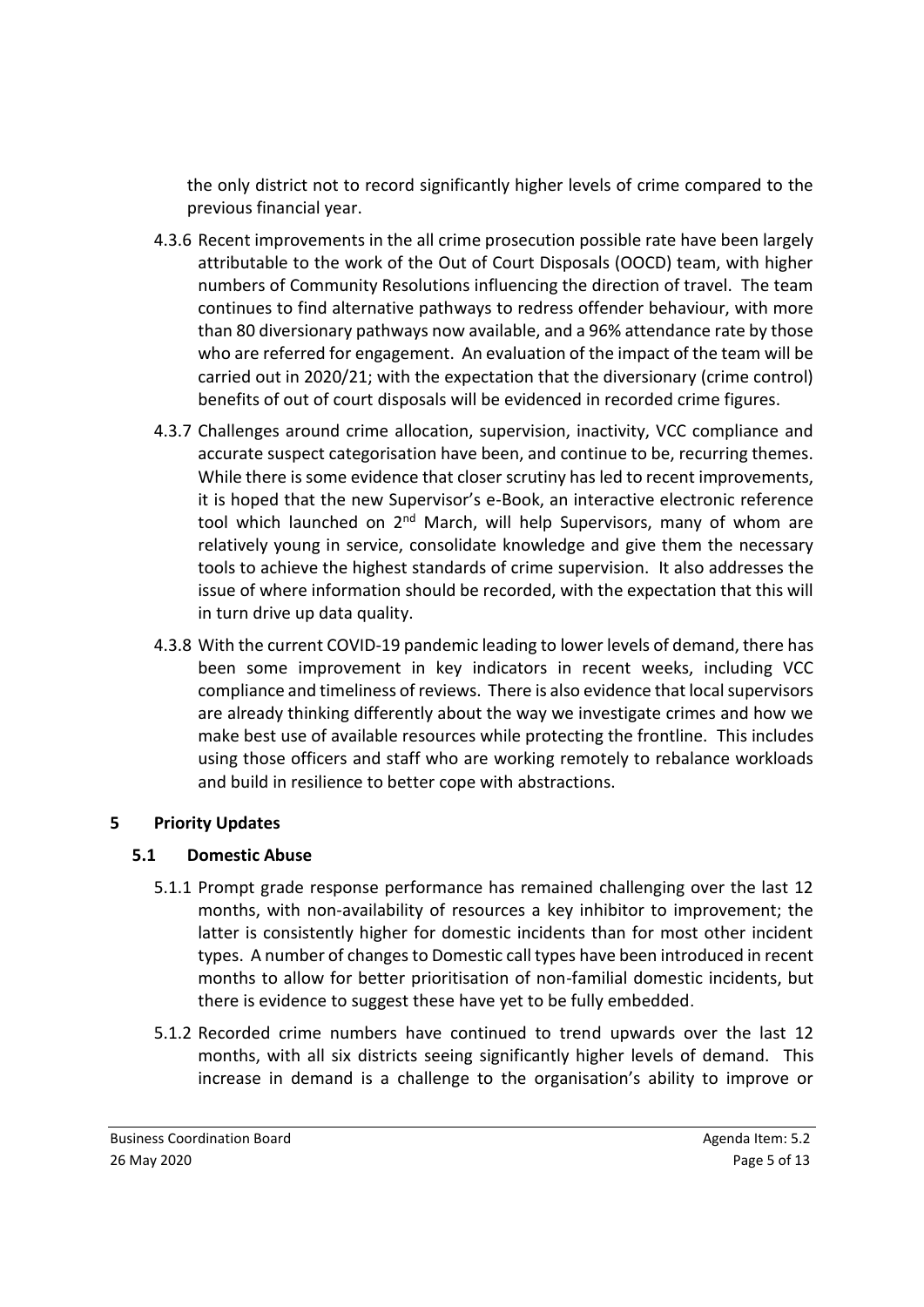the only district not to record significantly higher levels of crime compared to the previous financial year.

4.3.6 Recent improvements in the all crime prosecution possible rate have been largely attributable to the work of the Out of Court Disposals (OOCD) team, with higher numbers of Community Resolutions influencing the direction of travel. The team continues to find alternative pathways to redress offender behaviour, with more than 80 diversionary pathways now available, and a 96% attendance rate by those who are referred for engagement. An evaluation of the impact of the team will be carried out in 2020/21; with the expectation that the diversionary (crime control) benefits of out of court disposals will be evidenced in recorded crime figures.

4.3.7 Challenges around crime allocation, supervision, inactivity, VCC compliance and accurate suspect categorisation have been, and continue to be, recurring themes. While there is some evidence that closer scrutiny has led to recent improvements, it is hoped that the new Supervisor's e-Book, an interactive electronic reference tool which launched on 2nd March, will help Supervisors, many of whom are relatively young in service, consolidate knowledge and give them the necessary tools to achieve the highest standards of crime supervision. It also addresses the issue of where information should be recorded, with the expectation that this will in turn drive up data quality.

4.3.8 With the current COVID-19 pandemic leading to lower levels of demand, there has been some improvement in key indicators in recent weeks, including VCC compliance and timeliness of reviews. There is also evidence that local supervisors are already thinking differently about the way we investigate crimes and how we make best use of available resources while protecting the frontline. This includes using those officers and staff who are working remotely to rebalance workloads and build in resilience to better cope with abstractions.

## 5 Priority Updates

### 5.1 Domestic Abuse

5.1.1 Prompt grade response performance has remained challenging over the last 12 months, with non-availability of resources a key inhibitor to improvement; the latter is consistently higher for domestic incidents than for most other incident types. A number of changes to Domestic call types have been introduced in recent months to allow for better prioritisation of non-familial domestic incidents, but there is evidence to suggest these have yet to be fully embedded.

5.1.2 Recorded crime numbers have continued to trend upwards over the last 12 months, with all six districts seeing significantly higher levels of demand. This increase in demand is a challenge to the organisation's ability to improve or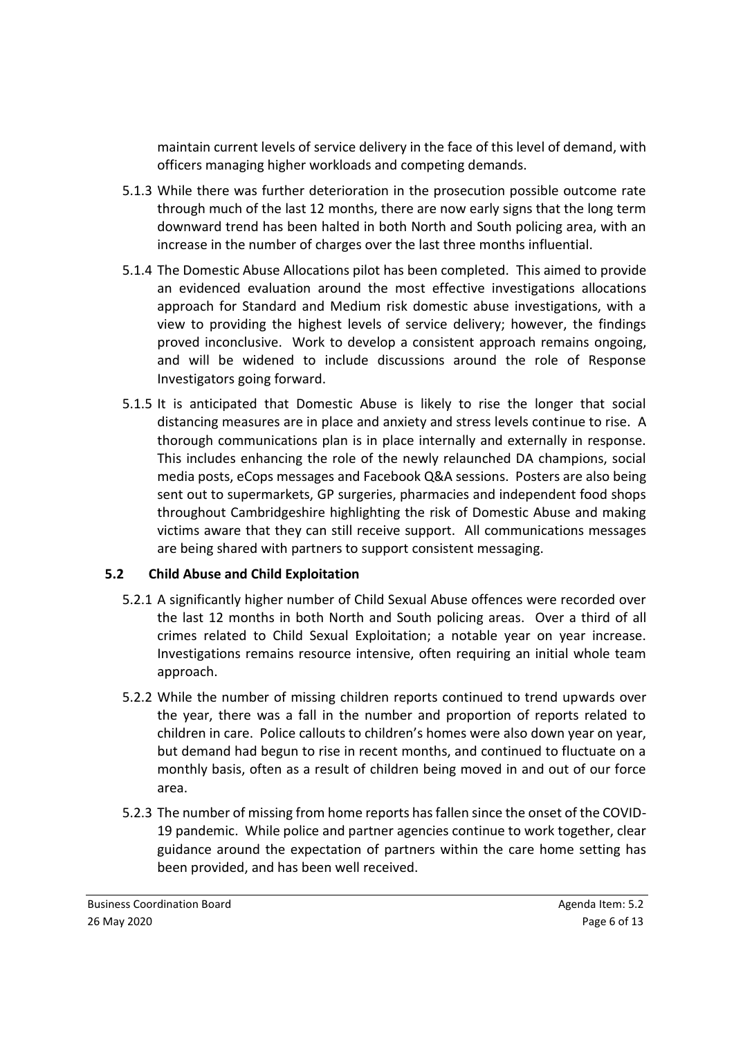maintain current levels of service delivery in the face of this level of demand, with officers managing higher workloads and competing demands.

5.1.3 While there was further deterioration in the prosecution possible outcome rate through much of the last 12 months, there are now early signs that the long term downward trend has been halted in both North and South policing area, with an increase in the number of charges over the last three months influential.

5.1.4 The Domestic Abuse Allocations pilot has been completed. This aimed to provide an evidenced evaluation around the most effective investigations allocations approach for Standard and Medium risk domestic abuse investigations, with a view to providing the highest levels of service delivery; however, the findings proved inconclusive. Work to develop a consistent approach remains ongoing, and will be widened to include discussions around the role of Response Investigators going forward.

5.1.5 It is anticipated that Domestic Abuse is likely to rise the longer that social distancing measures are in place and anxiety and stress levels continue to rise. A thorough communications plan is in place internally and externally in response. This includes enhancing the role of the newly relaunched DA champions, social media posts, eCops messages and Facebook Q&A sessions. Posters are also being sent out to supermarkets, GP surgeries, pharmacies and independent food shops throughout Cambridgeshire highlighting the risk of Domestic Abuse and making victims aware that they can still receive support. All communications messages are being shared with partners to support consistent messaging.

### 5.2 Child Abuse and Child Exploitation

5.2.1 A significantly higher number of Child Sexual Abuse offences were recorded over the last 12 months in both North and South policing areas. Over a third of all crimes related to Child Sexual Exploitation; a notable year on year increase. Investigations remains resource intensive, often requiring an initial whole team approach.

5.2.2 While the number of missing children reports continued to trend upwards over the year, there was a fall in the number and proportion of reports related to children in care. Police callouts to children's homes were also down year on year, but demand had begun to rise in recent months, and continued to fluctuate on a monthly basis, often as a result of children being moved in and out of our force area.

5.2.3 The number of missing from home reports has fallen since the onset of the COVID-19 pandemic. While police and partner agencies continue to work together, clear guidance around the expectation of partners within the care home setting has been provided, and has been well received.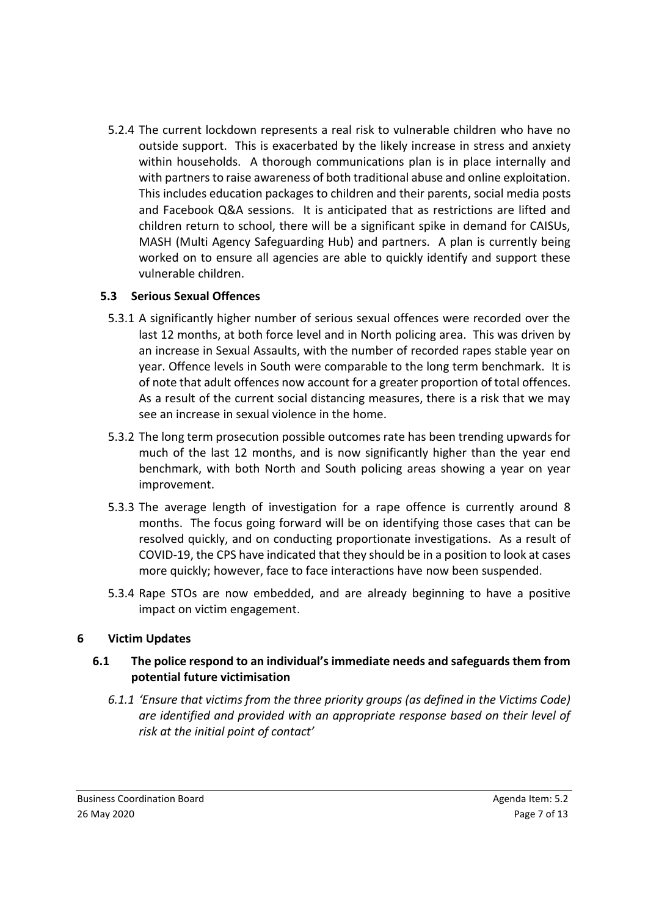5.2.4 The current lockdown represents a real risk to vulnerable children who have no outside support. This is exacerbated by the likely increase in stress and anxiety within households. A thorough communications plan is in place internally and with partners to raise awareness of both traditional abuse and online exploitation. This includes education packages to children and their parents, social media posts and Facebook Q&A sessions. It is anticipated that as restrictions are lifted and children return to school, there will be a significant spike in demand for CAISUs, MASH (Multi Agency Safeguarding Hub) and partners. A plan is currently being worked on to ensure all agencies are able to quickly identify and support these vulnerable children.

### 5.3 Serious Sexual Offences

5.3.1 A significantly higher number of serious sexual offences were recorded over the last 12 months, at both force level and in North policing area. This was driven by an increase in Sexual Assaults, with the number of recorded rapes stable year on year. Offence levels in South were comparable to the long term benchmark. It is of note that adult offences now account for a greater proportion of total offences. As a result of the current social distancing measures, there is a risk that we may see an increase in sexual violence in the home.

5.3.2 The long term prosecution possible outcomes rate has been trending upwards for much of the last 12 months, and is now significantly higher than the year end benchmark, with both North and South policing areas showing a year on year improvement.

5.3.3 The average length of investigation for a rape offence is currently around 8 months. The focus going forward will be on identifying those cases that can be resolved quickly, and on conducting proportionate investigations. As a result of COVID-19, the CPS have indicated that they should be in a position to look at cases more quickly; however, face to face interactions have now been suspended.

5.3.4 Rape STOs are now embedded, and are already beginning to have a positive impact on victim engagement.

## 6 Victim Updates

### 6.1 The police respond to an individual's immediate needs and safeguards them from potential future victimisation

*6.1.1 'Ensure that victims from the three priority groups (as defined in the Victims Code) are identified and provided with an appropriate response based on their level of risk at the initial point of contact'*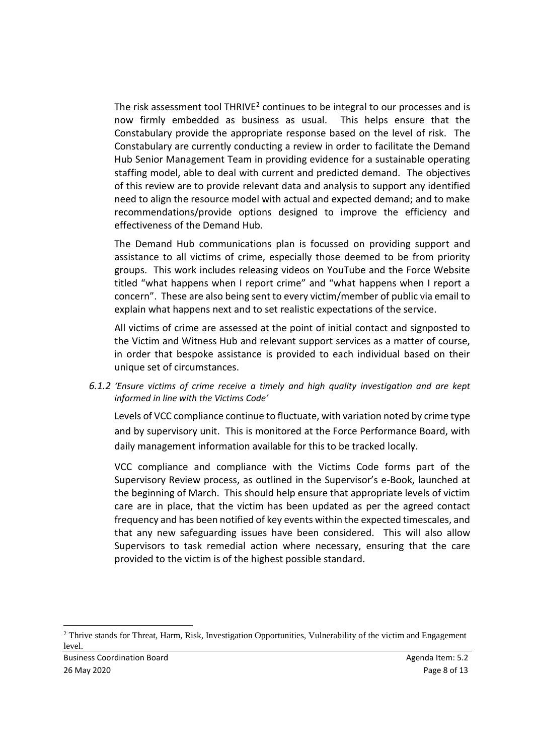The risk assessment tool THRIVE[2] continues to be integral to our processes and is now firmly embedded as business as usual. This helps ensure that the Constabulary provide the appropriate response based on the level of risk. The Constabulary are currently conducting a review in order to facilitate the Demand Hub Senior Management Team in providing evidence for a sustainable operating staffing model, able to deal with current and predicted demand. The objectives of this review are to provide relevant data and analysis to support any identified need to align the resource model with actual and expected demand; and to make recommendations/provide options designed to improve the efficiency and effectiveness of the Demand Hub.

The Demand Hub communications plan is focussed on providing support and assistance to all victims of crime, especially those deemed to be from priority groups. This work includes releasing videos on YouTube and the Force Website titled "what happens when I report crime" and "what happens when I report a concern". These are also being sent to every victim/member of public via email to explain what happens next and to set realistic expectations of the service.

All victims of crime are assessed at the point of initial contact and signposted to the Victim and Witness Hub and relevant support services as a matter of course, in order that bespoke assistance is provided to each individual based on their unique set of circumstances.

*6.1.2 'Ensure victims of crime receive a timely and high quality investigation and are kept informed in line with the Victims Code'*

Levels of VCC compliance continue to fluctuate, with variation noted by crime type and by supervisory unit. This is monitored at the Force Performance Board, with daily management information available for this to be tracked locally.

VCC compliance and compliance with the Victims Code forms part of the Supervisory Review process, as outlined in the Supervisor's e-Book, launched at the beginning of March. This should help ensure that appropriate levels of victim care are in place, that the victim has been updated as per the agreed contact frequency and has been notified of key events within the expected timescales, and that any new safeguarding issues have been considered. This will also allow Supervisors to task remedial action where necessary, ensuring that the care provided to the victim is of the highest possible standard.

[2] Thrive stands for Threat, Harm, Risk, Investigation Opportunities, Vulnerability of the victim and Engagement level.

Business Coordination Board | Agenda Item: 5.2
26 May 2020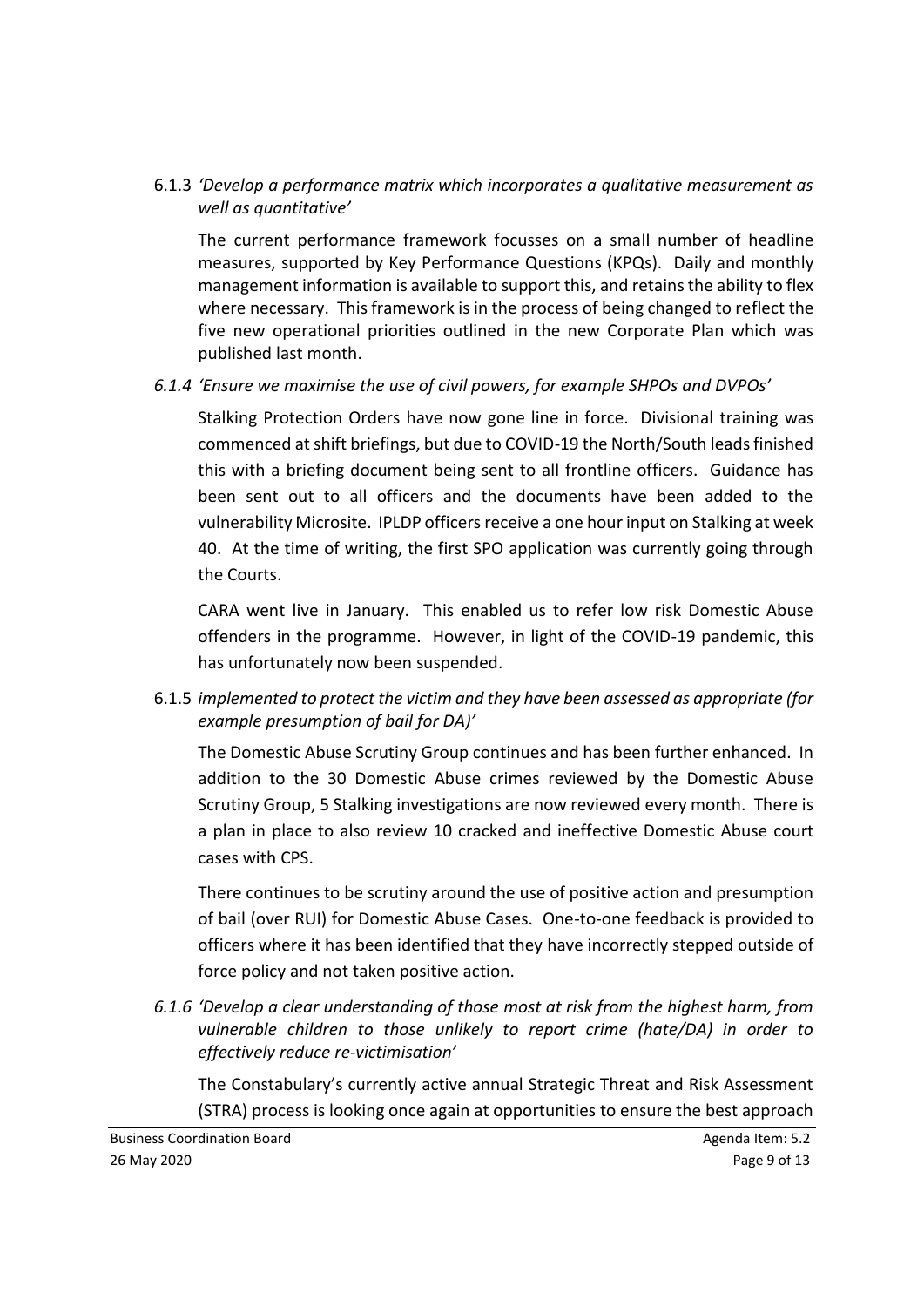6.1.3 *'Develop a performance matrix which incorporates a qualitative measurement as well as quantitative'*

The current performance framework focusses on a small number of headline measures, supported by Key Performance Questions (KPQs). Daily and monthly management information is available to support this, and retains the ability to flex where necessary. This framework is in the process of being changed to reflect the five new operational priorities outlined in the new Corporate Plan which was published last month.

*6.1.4 'Ensure we maximise the use of civil powers, for example SHPOs and DVPOs'*

Stalking Protection Orders have now gone line in force. Divisional training was commenced at shift briefings, but due to COVID-19 the North/South leads finished this with a briefing document being sent to all frontline officers. Guidance has been sent out to all officers and the documents have been added to the vulnerability Microsite. IPLDP officers receive a one hour input on Stalking at week 40. At the time of writing, the first SPO application was currently going through the Courts.

CARA went live in January. This enabled us to refer low risk Domestic Abuse offenders in the programme. However, in light of the COVID-19 pandemic, this has unfortunately now been suspended.

6.1.5 *implemented to protect the victim and they have been assessed as appropriate (for example presumption of bail for DA)'*

The Domestic Abuse Scrutiny Group continues and has been further enhanced. In addition to the 30 Domestic Abuse crimes reviewed by the Domestic Abuse Scrutiny Group, 5 Stalking investigations are now reviewed every month. There is a plan in place to also review 10 cracked and ineffective Domestic Abuse court cases with CPS.

There continues to be scrutiny around the use of positive action and presumption of bail (over RUI) for Domestic Abuse Cases. One-to-one feedback is provided to officers where it has been identified that they have incorrectly stepped outside of force policy and not taken positive action.

*6.1.6 'Develop a clear understanding of those most at risk from the highest harm, from vulnerable children to those unlikely to report crime (hate/DA) in order to effectively reduce re-victimisation'*

The Constabulary's currently active annual Strategic Threat and Risk Assessment (STRA) process is looking once again at opportunities to ensure the best approach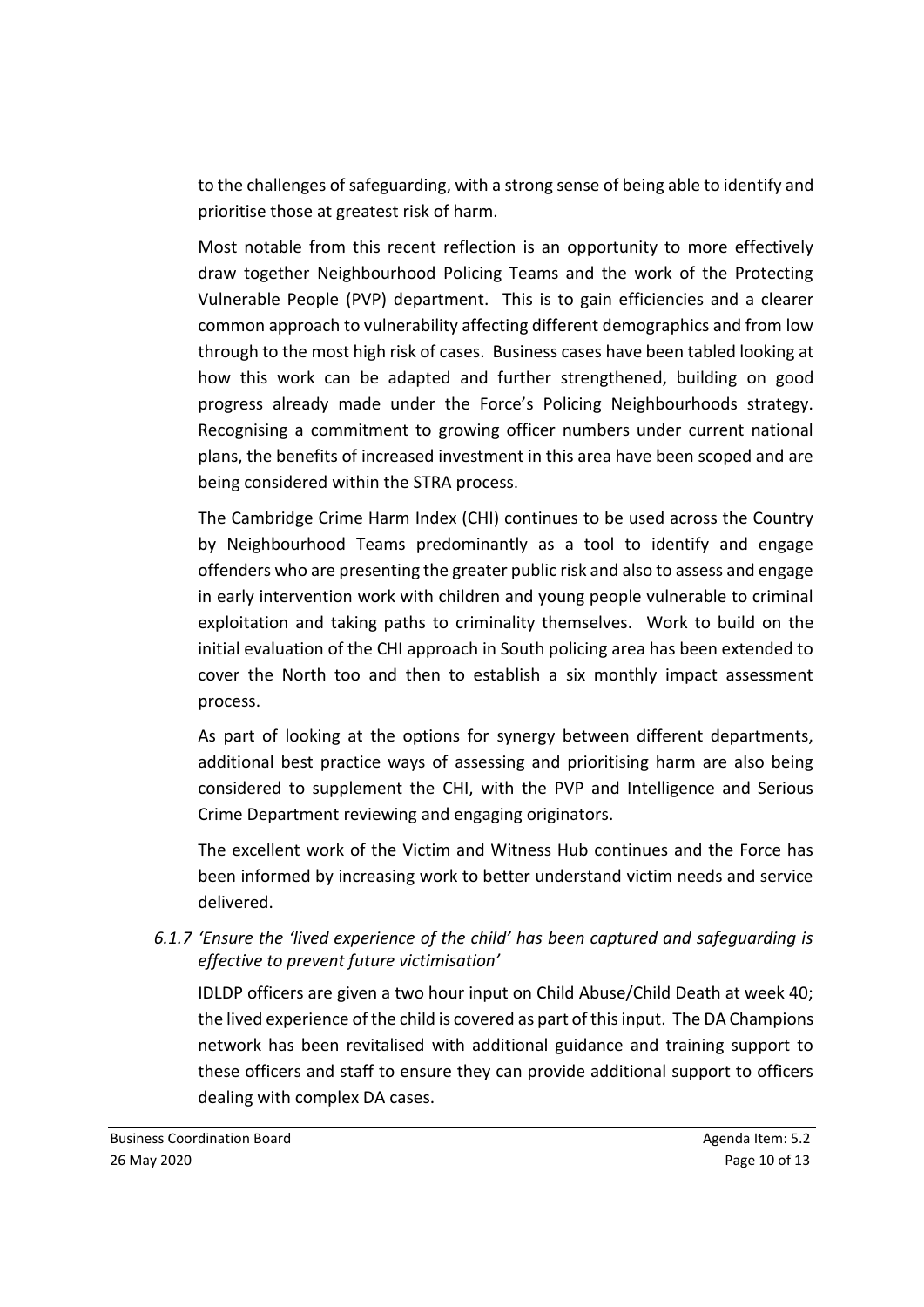to the challenges of safeguarding, with a strong sense of being able to identify and prioritise those at greatest risk of harm.

Most notable from this recent reflection is an opportunity to more effectively draw together Neighbourhood Policing Teams and the work of the Protecting Vulnerable People (PVP) department. This is to gain efficiencies and a clearer common approach to vulnerability affecting different demographics and from low through to the most high risk of cases. Business cases have been tabled looking at how this work can be adapted and further strengthened, building on good progress already made under the Force's Policing Neighbourhoods strategy. Recognising a commitment to growing officer numbers under current national plans, the benefits of increased investment in this area have been scoped and are being considered within the STRA process.

The Cambridge Crime Harm Index (CHI) continues to be used across the Country by Neighbourhood Teams predominantly as a tool to identify and engage offenders who are presenting the greater public risk and also to assess and engage in early intervention work with children and young people vulnerable to criminal exploitation and taking paths to criminality themselves. Work to build on the initial evaluation of the CHI approach in South policing area has been extended to cover the North too and then to establish a six monthly impact assessment process.

As part of looking at the options for synergy between different departments, additional best practice ways of assessing and prioritising harm are also being considered to supplement the CHI, with the PVP and Intelligence and Serious Crime Department reviewing and engaging originators.

The excellent work of the Victim and Witness Hub continues and the Force has been informed by increasing work to better understand victim needs and service delivered.

*6.1.7 'Ensure the 'lived experience of the child' has been captured and safeguarding is effective to prevent future victimisation'*

IDLDP officers are given a two hour input on Child Abuse/Child Death at week 40; the lived experience of the child is covered as part of this input. The DA Champions network has been revitalised with additional guidance and training support to these officers and staff to ensure they can provide additional support to officers dealing with complex DA cases.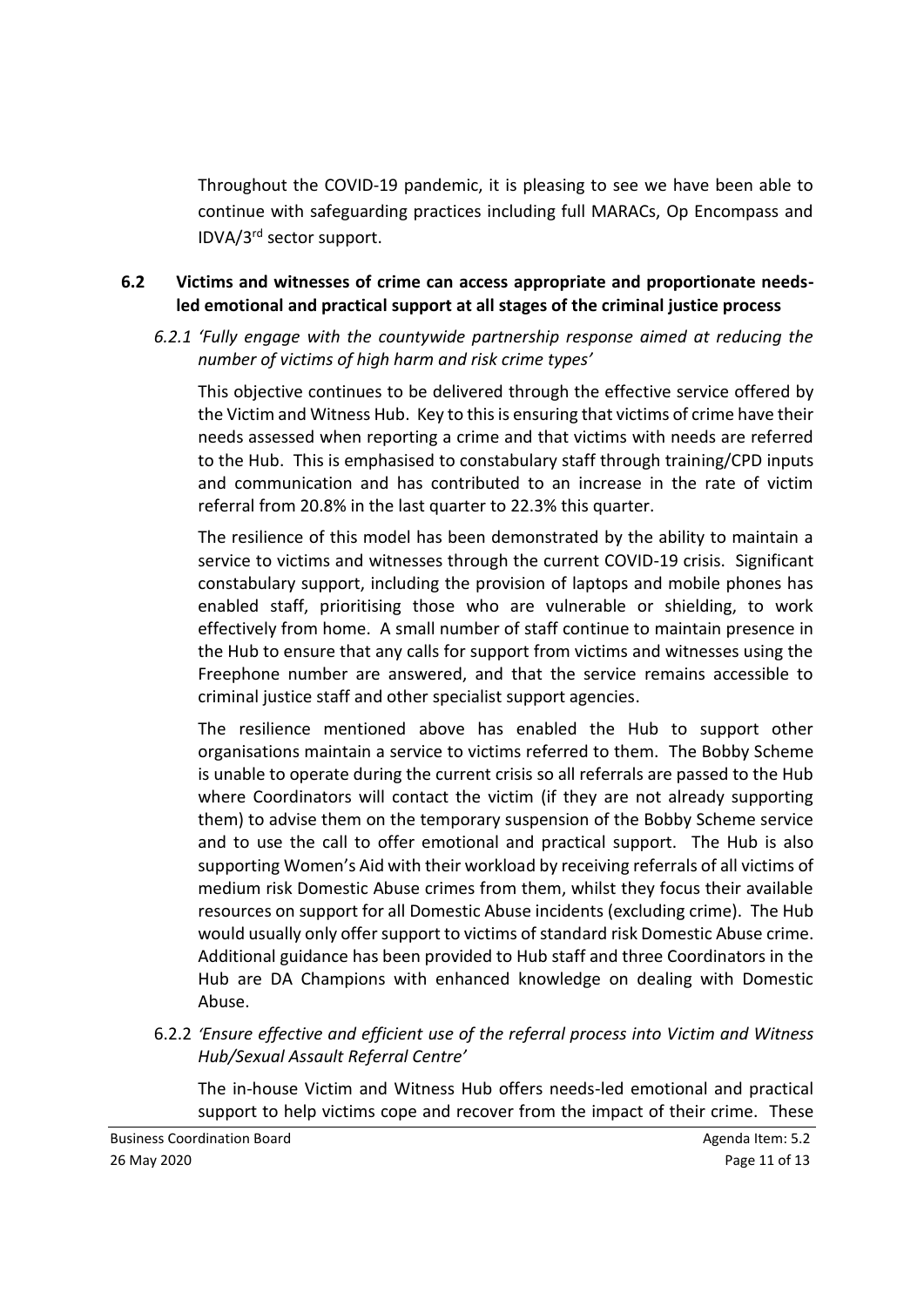Throughout the COVID-19 pandemic, it is pleasing to see we have been able to continue with safeguarding practices including full MARACs, Op Encompass and IDVA/3rd sector support.

## 6.2 Victims and witnesses of crime can access appropriate and proportionate needs-led emotional and practical support at all stages of the criminal justice process

### *6.2.1 'Fully engage with the countywide partnership response aimed at reducing the number of victims of high harm and risk crime types'*

This objective continues to be delivered through the effective service offered by the Victim and Witness Hub. Key to this is ensuring that victims of crime have their needs assessed when reporting a crime and that victims with needs are referred to the Hub. This is emphasised to constabulary staff through training/CPD inputs and communication and has contributed to an increase in the rate of victim referral from 20.8% in the last quarter to 22.3% this quarter.

The resilience of this model has been demonstrated by the ability to maintain a service to victims and witnesses through the current COVID-19 crisis. Significant constabulary support, including the provision of laptops and mobile phones has enabled staff, prioritising those who are vulnerable or shielding, to work effectively from home. A small number of staff continue to maintain presence in the Hub to ensure that any calls for support from victims and witnesses using the Freephone number are answered, and that the service remains accessible to criminal justice staff and other specialist support agencies.

The resilience mentioned above has enabled the Hub to support other organisations maintain a service to victims referred to them. The Bobby Scheme is unable to operate during the current crisis so all referrals are passed to the Hub where Coordinators will contact the victim (if they are not already supporting them) to advise them on the temporary suspension of the Bobby Scheme service and to use the call to offer emotional and practical support. The Hub is also supporting Women's Aid with their workload by receiving referrals of all victims of medium risk Domestic Abuse crimes from them, whilst they focus their available resources on support for all Domestic Abuse incidents (excluding crime). The Hub would usually only offer support to victims of standard risk Domestic Abuse crime. Additional guidance has been provided to Hub staff and three Coordinators in the Hub are DA Champions with enhanced knowledge on dealing with Domestic Abuse.

### 6.2.2 *'Ensure effective and efficient use of the referral process into Victim and Witness Hub/Sexual Assault Referral Centre'*

The in-house Victim and Witness Hub offers needs-led emotional and practical support to help victims cope and recover from the impact of their crime. These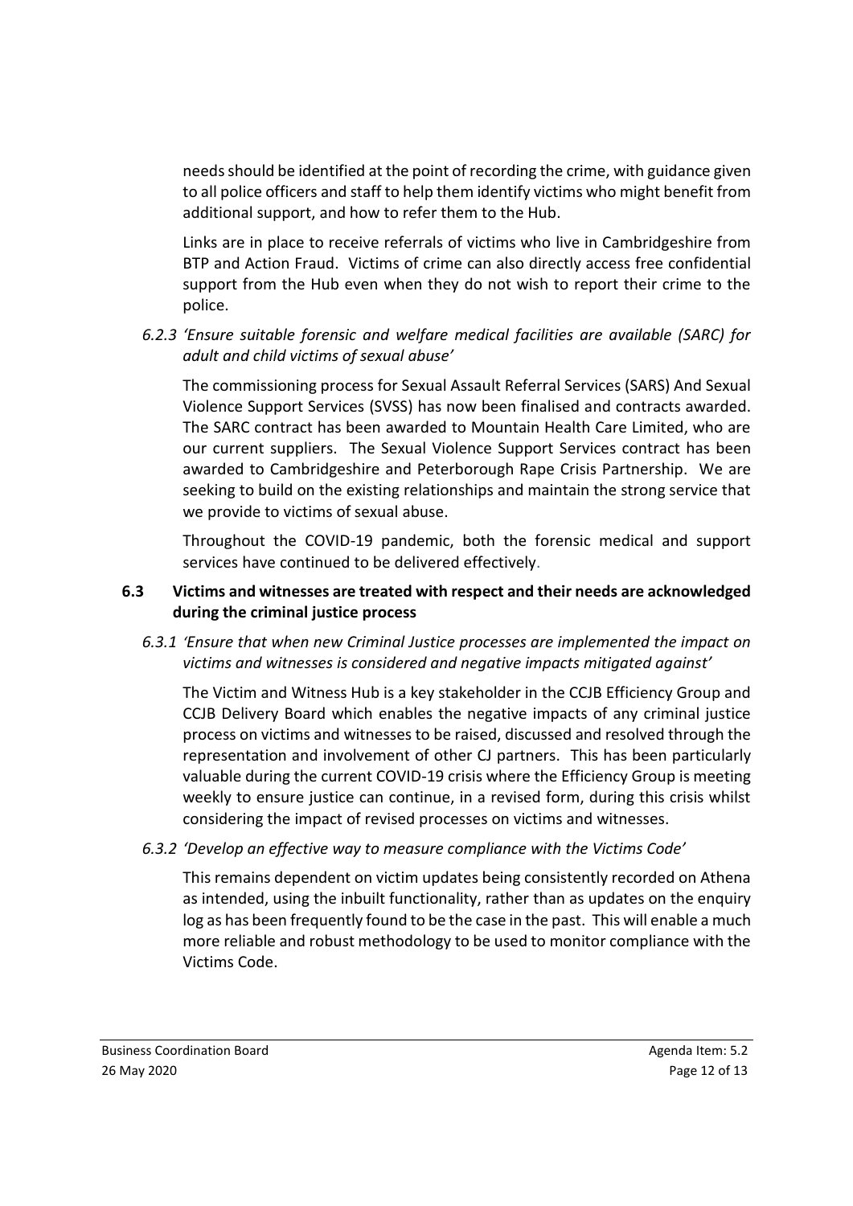needs should be identified at the point of recording the crime, with guidance given to all police officers and staff to help them identify victims who might benefit from additional support, and how to refer them to the Hub.

Links are in place to receive referrals of victims who live in Cambridgeshire from BTP and Action Fraud. Victims of crime can also directly access free confidential support from the Hub even when they do not wish to report their crime to the police.

*6.2.3 'Ensure suitable forensic and welfare medical facilities are available (SARC) for adult and child victims of sexual abuse'*

The commissioning process for Sexual Assault Referral Services (SARS) And Sexual Violence Support Services (SVSS) has now been finalised and contracts awarded. The SARC contract has been awarded to Mountain Health Care Limited, who are our current suppliers. The Sexual Violence Support Services contract has been awarded to Cambridgeshire and Peterborough Rape Crisis Partnership. We are seeking to build on the existing relationships and maintain the strong service that we provide to victims of sexual abuse.

Throughout the COVID-19 pandemic, both the forensic medical and support services have continued to be delivered effectively.

### 6.3 Victims and witnesses are treated with respect and their needs are acknowledged during the criminal justice process

*6.3.1 'Ensure that when new Criminal Justice processes are implemented the impact on victims and witnesses is considered and negative impacts mitigated against'*

The Victim and Witness Hub is a key stakeholder in the CCJB Efficiency Group and CCJB Delivery Board which enables the negative impacts of any criminal justice process on victims and witnesses to be raised, discussed and resolved through the representation and involvement of other CJ partners. This has been particularly valuable during the current COVID-19 crisis where the Efficiency Group is meeting weekly to ensure justice can continue, in a revised form, during this crisis whilst considering the impact of revised processes on victims and witnesses.

*6.3.2 'Develop an effective way to measure compliance with the Victims Code'*

This remains dependent on victim updates being consistently recorded on Athena as intended, using the inbuilt functionality, rather than as updates on the enquiry log as has been frequently found to be the case in the past. This will enable a much more reliable and robust methodology to be used to monitor compliance with the Victims Code.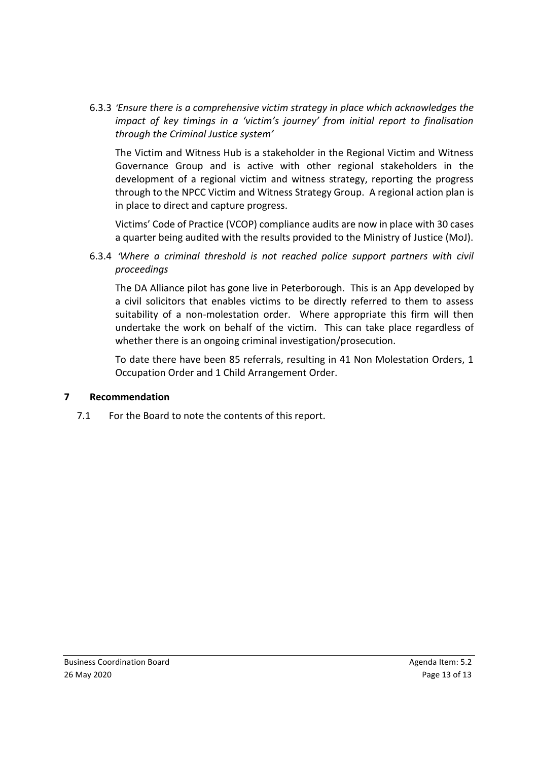6.3.3 *'Ensure there is a comprehensive victim strategy in place which acknowledges the impact of key timings in a 'victim's journey' from initial report to finalisation through the Criminal Justice system'*

The Victim and Witness Hub is a stakeholder in the Regional Victim and Witness Governance Group and is active with other regional stakeholders in the development of a regional victim and witness strategy, reporting the progress through to the NPCC Victim and Witness Strategy Group. A regional action plan is in place to direct and capture progress.

Victims' Code of Practice (VCOP) compliance audits are now in place with 30 cases a quarter being audited with the results provided to the Ministry of Justice (MoJ).

6.3.4 *'Where a criminal threshold is not reached police support partners with civil proceedings*

The DA Alliance pilot has gone live in Peterborough. This is an App developed by a civil solicitors that enables victims to be directly referred to them to assess suitability of a non-molestation order. Where appropriate this firm will then undertake the work on behalf of the victim. This can take place regardless of whether there is an ongoing criminal investigation/prosecution.

To date there have been 85 referrals, resulting in 41 Non Molestation Orders, 1 Occupation Order and 1 Child Arrangement Order.

## 7 Recommendation

7.1 For the Board to note the contents of this report.